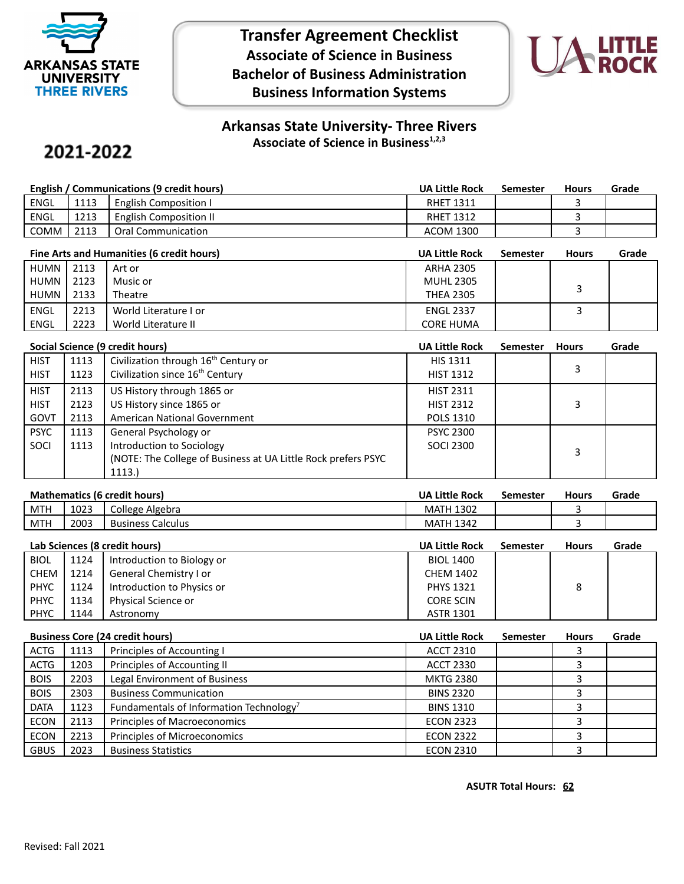ARKANSAS STATE UNIVERSITY THREE RIVERS

# Transfer Agreement Checklist
## Associate of Science in Business
## Bachelor of Business Administration
## Business Information Systems

UA LITTLE ROCK

**2021-2022**

### Arkansas State University- Three Rivers
**Associate of Science in Business[1,2,3]**

| English / Communications (9 credit hours) | | | UA Little Rock | Semester | Hours | Grade |
|---|---|---|---|---|---|---|
| ENGL | 1113 | English Composition I | RHET 1311 | | 3 | |
| ENGL | 1213 | English Composition II | RHET 1312 | | 3 | |
| COMM | 2113 | Oral Communication | ACOM 1300 | | 3 | |

| Fine Arts and Humanities (6 credit hours) | | | UA Little Rock | Semester | Hours | Grade |
|---|---|---|---|---|---|---|
| HUMN<br>HUMN<br>HUMN | 2113<br>2123<br>2133 | Art or<br>Music or<br>Theatre | ARHA 2305<br>MUHL 2305<br>THEA 2305 | | 3 | |
| ENGL<br>ENGL | 2213<br>2223 | World Literature I or<br>World Literature II | ENGL 2337<br>CORE HUMA | | 3 | |

| Social Science (9 credit hours) | | | UA Little Rock | Semester | Hours | Grade |
|---|---|---|---|---|---|---|
| HIST<br>HIST | 1113<br>1123 | Civilization through 16th Century or<br>Civilization since 16th Century | HIS 1311<br>HIST 1312 | | 3 | |
| HIST<br>HIST<br>GOVT | 2113<br>2123<br>2113 | US History through 1865 or<br>US History since 1865 or<br>American National Government | HIST 2311<br>HIST 2312<br>POLS 1310 | | 3 | |
| PSYC<br>SOCI | 1113<br>1113 | General Psychology or<br>Introduction to Sociology<br>(NOTE: The College of Business at UA Little Rock prefers PSYC 1113.) | PSYC 2300<br>SOCI 2300 | | 3 | |

| Mathematics (6 credit hours) | | | UA Little Rock | Semester | Hours | Grade |
|---|---|---|---|---|---|---|
| MTH | 1023 | College Algebra | MATH 1302 | | 3 | |
| MTH | 2003 | Business Calculus | MATH 1342 | | 3 | |

| Lab Sciences (8 credit hours) | | | UA Little Rock | Semester | Hours | Grade |
|---|---|---|---|---|---|---|
| BIOL<br>CHEM<br>PHYC<br>PHYC<br>PHYC | 1124<br>1214<br>1124<br>1134<br>1144 | Introduction to Biology or<br>General Chemistry I or<br>Introduction to Physics or<br>Physical Science or<br>Astronomy | BIOL 1400<br>CHEM 1402<br>PHYS 1321<br>CORE SCIN<br>ASTR 1301 | | 8 | |

| Business Core (24 credit hours) | | | UA Little Rock | Semester | Hours | Grade |
|---|---|---|---|---|---|---|
| ACTG | 1113 | Principles of Accounting I | ACCT 2310 | | 3 | |
| ACTG | 1203 | Principles of Accounting II | ACCT 2330 | | 3 | |
| BOIS | 2203 | Legal Environment of Business | MKTG 2380 | | 3 | |
| BOIS | 2303 | Business Communication | BINS 2320 | | 3 | |
| DATA | 1123 | Fundamentals of Information Technology[7] | BINS 1310 | | 3 | |
| ECON | 2113 | Principles of Macroeconomics | ECON 2323 | | 3 | |
| ECON | 2213 | Principles of Microeconomics | ECON 2322 | | 3 | |
| GBUS | 2023 | Business Statistics | ECON 2310 | | 3 | |

**ASUTR Total Hours: 62**

Revised: Fall 2021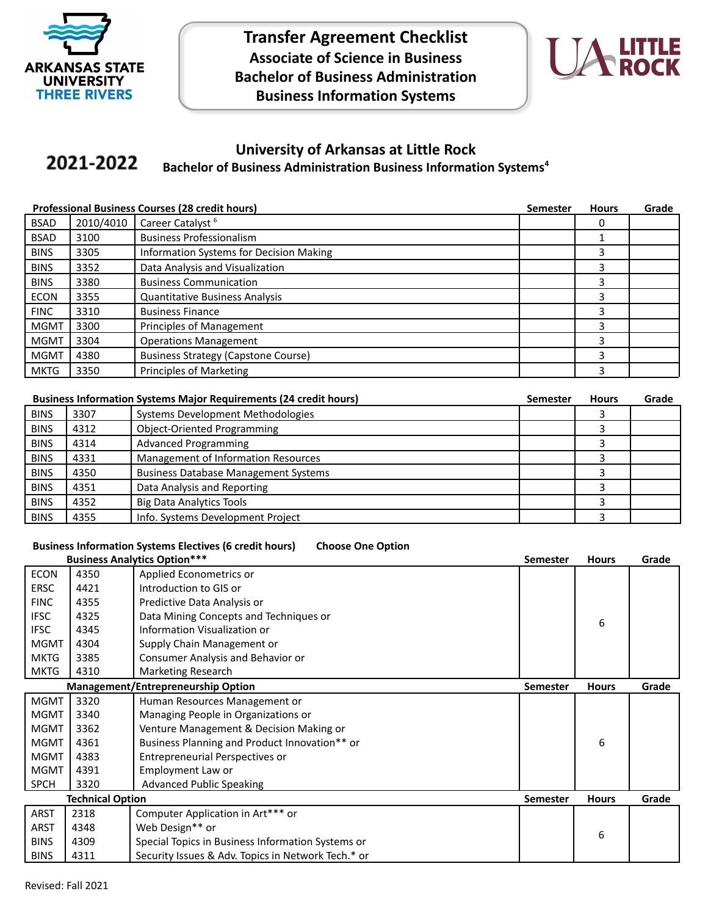# Transfer Agreement Checklist
## Associate of Science in Business
## Bachelor of Business Administration
## Business Information Systems

ARKANSAS STATE UNIVERSITY THREE RIVERS

UA LITTLE ROCK

**2021-2022**

## University of Arkansas at Little Rock
### Bachelor of Business Administration Business Information Systems[4]

| Professional Business Courses (28 credit hours) | | | Semester | Hours | Grade |
|---|---|---|---|---|---|
| BSAD | 2010/4010 | Career Catalyst [6] | | 0 | |
| BSAD | 3100 | Business Professionalism | | 1 | |
| BINS | 3305 | Information Systems for Decision Making | | 3 | |
| BINS | 3352 | Data Analysis and Visualization | | 3 | |
| BINS | 3380 | Business Communication | | 3 | |
| ECON | 3355 | Quantitative Business Analysis | | 3 | |
| FINC | 3310 | Business Finance | | 3 | |
| MGMT | 3300 | Principles of Management | | 3 | |
| MGMT | 3304 | Operations Management | | 3 | |
| MGMT | 4380 | Business Strategy (Capstone Course) | | 3 | |
| MKTG | 3350 | Principles of Marketing | | 3 | |

| Business Information Systems Major Requirements (24 credit hours) | | | Semester | Hours | Grade |
|---|---|---|---|---|---|
| BINS | 3307 | Systems Development Methodologies | | 3 | |
| BINS | 4312 | Object-Oriented Programming | | 3 | |
| BINS | 4314 | Advanced Programming | | 3 | |
| BINS | 4331 | Management of Information Resources | | 3 | |
| BINS | 4350 | Business Database Management Systems | | 3 | |
| BINS | 4351 | Data Analysis and Reporting | | 3 | |
| BINS | 4352 | Big Data Analytics Tools | | 3 | |
| BINS | 4355 | Info. Systems Development Project | | 3 | |

**Business Information Systems Electives (6 credit hours)** **Choose One Option**

| Business Analytics Option*** | | | Semester | Hours | Grade |
|---|---|---|---|---|---|
| ECON | 4350 | Applied Econometrics or | | 6 | |
| ERSC | 4421 | Introduction to GIS or | | | |
| FINC | 4355 | Predictive Data Analysis or | | | |
| IFSC | 4325 | Data Mining Concepts and Techniques or | | | |
| IFSC | 4345 | Information Visualization or | | | |
| MGMT | 4304 | Supply Chain Management or | | | |
| MKTG | 3385 | Consumer Analysis and Behavior or | | | |
| MKTG | 4310 | Marketing Research | | | |
| **Management/Entrepreneurship Option** | | | **Semester** | **Hours** | **Grade** |
| MGMT | 3320 | Human Resources Management or | | 6 | |
| MGMT | 3340 | Managing People in Organizations or | | | |
| MGMT | 3362 | Venture Management & Decision Making or | | | |
| MGMT | 4361 | Business Planning and Product Innovation** or | | | |
| MGMT | 4383 | Entrepreneurial Perspectives or | | | |
| MGMT | 4391 | Employment Law or | | | |
| SPCH | 3320 | Advanced Public Speaking | | | |
| **Technical Option** | | | **Semester** | **Hours** | **Grade** |
| ARST | 2318 | Computer Application in Art*** or | | 6 | |
| ARST | 4348 | Web Design** or | | | |
| BINS | 4309 | Special Topics in Business Information Systems or | | | |
| BINS | 4311 | Security Issues & Adv. Topics in Network Tech.* or | | | |

Revised: Fall 2021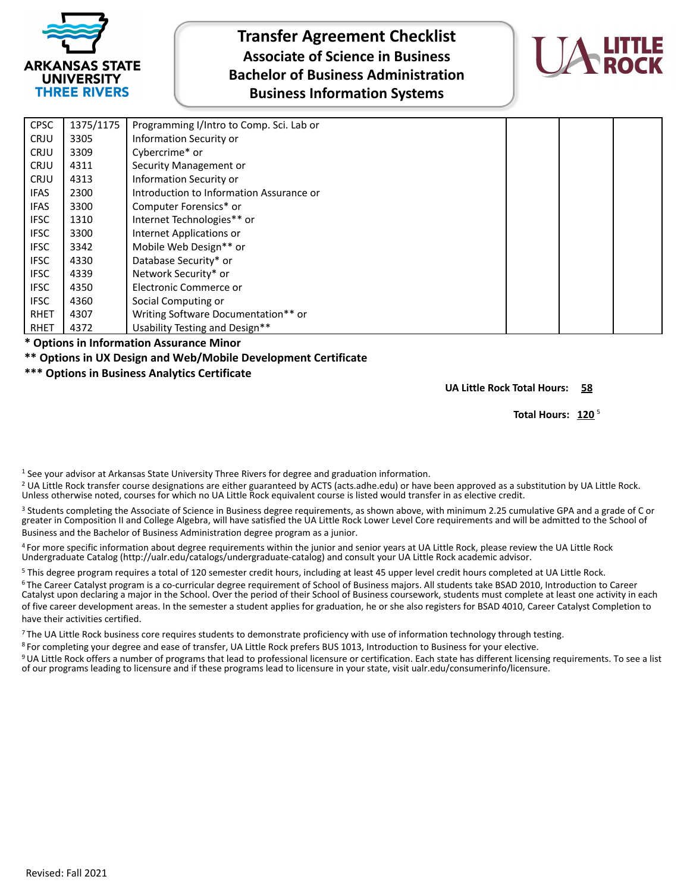# Transfer Agreement Checklist
## Associate of Science in Business
## Bachelor of Business Administration
## Business Information Systems

ARKANSAS STATE UNIVERSITY THREE RIVERS

UA LITTLE ROCK

| | | | | | |
|---|---|---|---|---|---|
| CPSC | 1375/1175 | Programming I/Intro to Comp. Sci. Lab or | | | |
| CRJU | 3305 | Information Security or | | | |
| CRJU | 3309 | Cybercrime* or | | | |
| CRJU | 4311 | Security Management or | | | |
| CRJU | 4313 | Information Security or | | | |
| IFAS | 2300 | Introduction to Information Assurance or | | | |
| IFAS | 3300 | Computer Forensics* or | | | |
| IFSC | 1310 | Internet Technologies** or | | | |
| IFSC | 3300 | Internet Applications or | | | |
| IFSC | 3342 | Mobile Web Design** or | | | |
| IFSC | 4330 | Database Security* or | | | |
| IFSC | 4339 | Network Security* or | | | |
| IFSC | 4350 | Electronic Commerce or | | | |
| IFSC | 4360 | Social Computing or | | | |
| RHET | 4307 | Writing Software Documentation** or | | | |
| RHET | 4372 | Usability Testing and Design** | | | |

**\* Options in Information Assurance Minor**

**\*\* Options in UX Design and Web/Mobile Development Certificate**

**\*\*\* Options in Business Analytics Certificate**

**UA Little Rock Total Hours: 58**

**Total Hours: 120** [5]

[1] See your advisor at Arkansas State University Three Rivers for degree and graduation information.

[2] UA Little Rock transfer course designations are either guaranteed by ACTS (acts.adhe.edu) or have been approved as a substitution by UA Little Rock. Unless otherwise noted, courses for which no UA Little Rock equivalent course is listed would transfer in as elective credit.

[3] Students completing the Associate of Science in Business degree requirements, as shown above, with minimum 2.25 cumulative GPA and a grade of C or greater in Composition II and College Algebra, will have satisfied the UA Little Rock Lower Level Core requirements and will be admitted to the School of Business and the Bachelor of Business Administration degree program as a junior.

[4] For more specific information about degree requirements within the junior and senior years at UA Little Rock, please review the UA Little Rock Undergraduate Catalog (http://ualr.edu/catalogs/undergraduate-catalog) and consult your UA Little Rock academic advisor.

[5] This degree program requires a total of 120 semester credit hours, including at least 45 upper level credit hours completed at UA Little Rock.

[6] The Career Catalyst program is a co-curricular degree requirement of School of Business majors. All students take BSAD 2010, Introduction to Career Catalyst upon declaring a major in the School. Over the period of their School of Business coursework, students must complete at least one activity in each of five career development areas. In the semester a student applies for graduation, he or she also registers for BSAD 4010, Career Catalyst Completion to have their activities certified.

[7] The UA Little Rock business core requires students to demonstrate proficiency with use of information technology through testing.

[8] For completing your degree and ease of transfer, UA Little Rock prefers BUS 1013, Introduction to Business for your elective.

[9] UA Little Rock offers a number of programs that lead to professional licensure or certification. Each state has different licensing requirements. To see a list of our programs leading to licensure and if these programs lead to licensure in your state, visit ualr.edu/consumerinfo/licensure.

Revised: Fall 2021